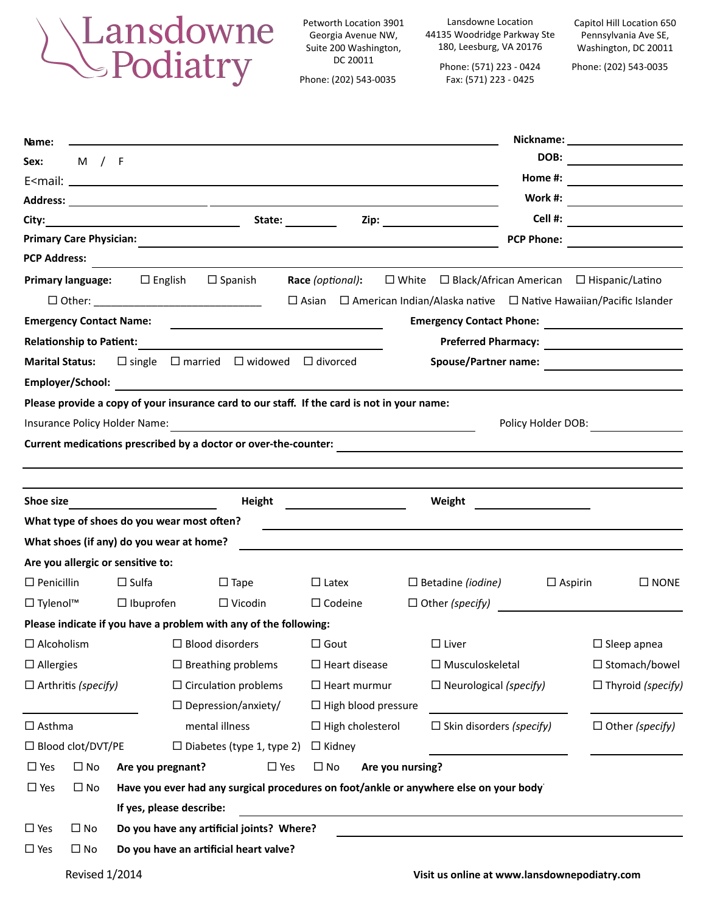# Lansdowne Podiatry

Petworth Location 3901 Georgia Avenue NW, Suite 200 Washington, DC 20011
Phone: (202) 543-0035

Lansdowne Location 44135 Woodridge Parkway Ste 180, Leesburg, VA 20176
Phone: (571) 223 - 0424
Fax: (571) 223 - 0425

Capitol Hill Location 650 Pennsylvania Ave SE, Washington, DC 20011
Phone: (202) 543-0035

**Name:** ______________________ **Nickname:** ______________

**Sex:** M / F **DOB:** ______________

E<mail: ______________________ **Home #:** ______________

**Address:** ______________________ **Work #:** ______________

**City:** ____________ **State:** ________ **Zip:** ________ **Cell #:** ______________

**Primary Care Physician:** ______________________ **PCP Phone:** ______________

**PCP Address:** ______________________

**Primary language:** ☐ English ☐ Spanish ☐ Other: ______________

**Race** *(optional)*: ☐ White ☐ Black/African American ☐ Hispanic/Latino ☐ Asian ☐ American Indian/Alaska native ☐ Native Hawaiian/Pacific Islander

**Emergency Contact Name:** ______________ **Emergency Contact Phone:** ______________

**Relationship to Patient:** ______________ **Preferred Pharmacy:** ______________

**Marital Status:** ☐ single ☐ married ☐ widowed ☐ divorced **Spouse/Partner name:** ______________

**Employer/School:** ______________________

**Please provide a copy of your insurance card to our staff. If the card is not in your name:**

Insurance Policy Holder Name: ______________________ Policy Holder DOB: ______________

**Current medications prescribed by a doctor or over-the-counter:** ______________________

______________________

______________________

**Shoe size** ____________ **Height** ____________ **Weight** ____________

**What type of shoes do you wear most often?** ______________________

**What shoes (if any) do you wear at home?** ______________________

**Are you allergic or sensitive to:**

☐ Penicillin ☐ Sulfa ☐ Tape ☐ Latex ☐ Betadine *(iodine)* ☐ Aspirin ☐ NONE

☐ Tylenol™ ☐ Ibuprofen ☐ Vicodin ☐ Codeine ☐ Other *(specify)* ______________

**Please indicate if you have a problem with any of the following:**

☐ Alcoholism ☐ Blood disorders ☐ Gout ☐ Liver ☐ Sleep apnea

☐ Allergies ☐ Breathing problems ☐ Heart disease ☐ Musculoskeletal ☐ Stomach/bowel

☐ Arthritis *(specify)* ______________ ☐ Circulation problems ☐ Heart murmur ☐ Neurological *(specify)* ______________ ☐ Thyroid *(specify)* ______________

☐ Depression/anxiety/ mental illness ☐ High blood pressure

☐ Asthma ☐ High cholesterol ☐ Skin disorders *(specify)* ______________ ☐ Other *(specify)* ______________

☐ Blood clot/DVT/PE ☐ Diabetes (type 1, type 2) ☐ Kidney

☐ Yes ☐ No **Are you pregnant?** ☐ Yes ☐ No **Are you nursing?**

☐ Yes ☐ No **Have you ever had any surgical procedures on foot/ankle or anywhere else on your body**

**If yes, please describe:** ______________________

☐ Yes ☐ No **Do you have any artificial joints? Where?** ______________________

☐ Yes ☐ No **Do you have an artificial heart valve?**

Revised 1/2014

**Visit us online at www.lansdownepodiatry.com**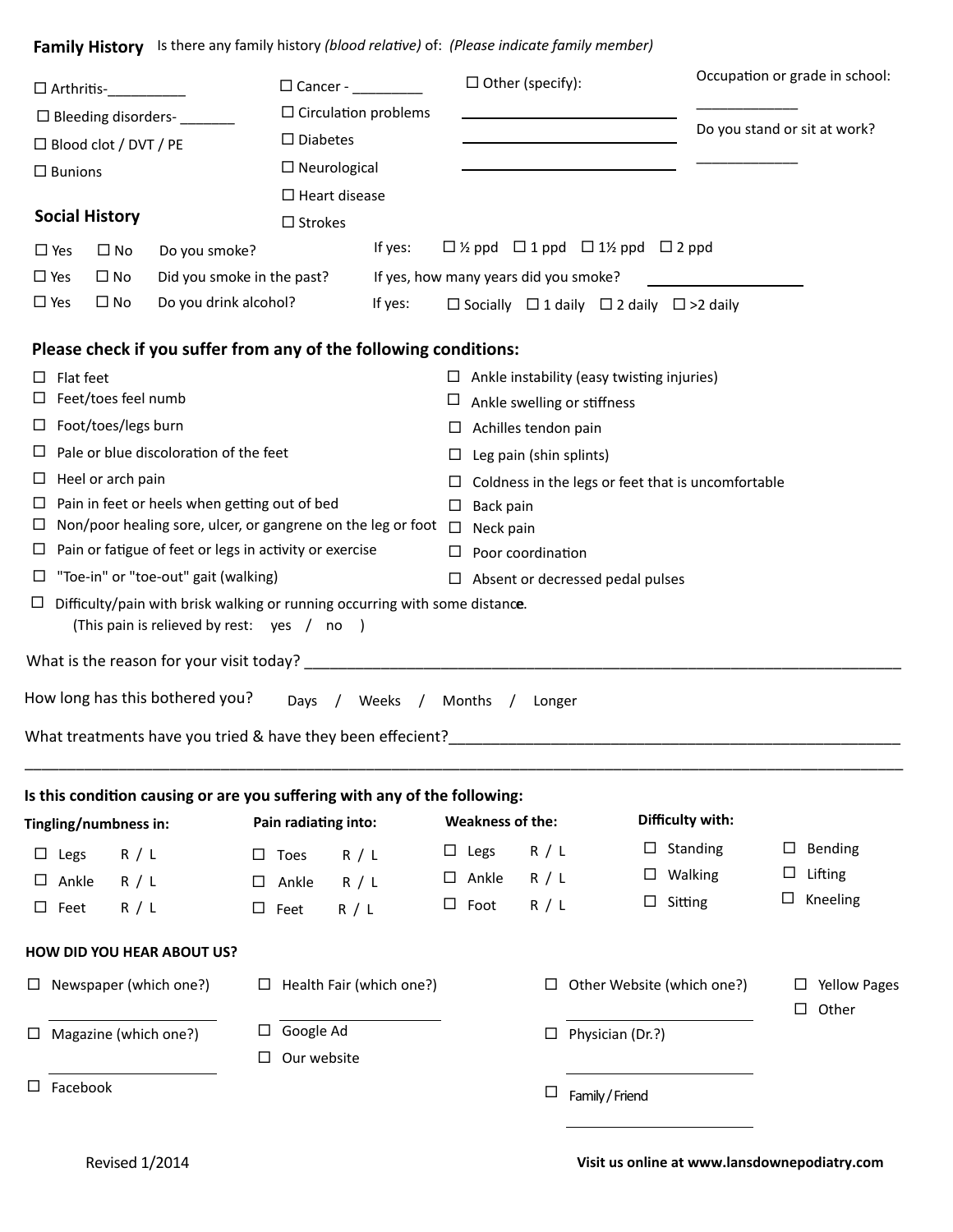## Family History

Is there any family history *(blood relative)* of: *(Please indicate family member)*

- ☐ Arthritis-__________
- ☐ Bleeding disorders- _______
- ☐ Blood clot / DVT / PE
- ☐ Bunions
- ☐ Cancer - _________
- ☐ Circulation problems
- ☐ Diabetes
- ☐ Neurological
- ☐ Heart disease
- ☐ Strokes
- ☐ Other (specify): ____________________________________________________________

Occupation or grade in school: _____________

Do you stand or sit at work? _____________

## Social History

| | | | | |
|---|---|---|---|---|
| ☐ Yes | ☐ No | Do you smoke? | If yes: | ☐ ½ ppd ☐ 1 ppd ☐ 1½ ppd ☐ 2 ppd |
| ☐ Yes | ☐ No | Did you smoke in the past? | If yes, how many years did you smoke? | __________ |
| ☐ Yes | ☐ No | Do you drink alcohol? | If yes: | ☐ Socially ☐ 1 daily ☐ 2 daily ☐ >2 daily |

## Please check if you suffer from any of the following conditions:

- ☐ Flat feet
- ☐ Feet/toes feel numb
- ☐ Foot/toes/legs burn
- ☐ Pale or blue discoloration of the feet
- ☐ Heel or arch pain
- ☐ Pain in feet or heels when getting out of bed
- ☐ Non/poor healing sore, ulcer, or gangrene on the leg or foot
- ☐ Pain or fatigue of feet or legs in activity or exercise
- ☐ "Toe-in" or "toe-out" gait (walking)
- ☐ Ankle instability (easy twisting injuries)
- ☐ Ankle swelling or stiffness
- ☐ Achilles tendon pain
- ☐ Leg pain (shin splints)
- ☐ Coldness in the legs or feet that is uncomfortable
- ☐ Back pain
- ☐ Neck pain
- ☐ Poor coordination
- ☐ Absent or decressed pedal pulses
- ☐ Difficulty/pain with brisk walking or running occurring with some distance.
  (This pain is relieved by rest: yes / no )

What is the reason for your visit today? ____________________________________________________________

How long has this bothered you? Days / Weeks / Months / Longer

What treatments have you tried & have they been effecient?____________________________________________________________

____________________________________________________________

## Is this condition causing or are you suffering with any of the following:

| Tingling/numbness in: | Pain radiating into: | Weakness of the: | Difficulty with: | |
|---|---|---|---|---|
| ☐ Legs R / L | ☐ Toes R / L | ☐ Legs R / L | ☐ Standing | ☐ Bending |
| ☐ Ankle R / L | ☐ Ankle R / L | ☐ Ankle R / L | ☐ Walking | ☐ Lifting |
| ☐ Feet R / L | ☐ Feet R / L | ☐ Foot R / L | ☐ Sitting | ☐ Kneeling |

## HOW DID YOU HEAR ABOUT US?

- ☐ Newspaper (which one?) __________
- ☐ Magazine (which one?) __________
- ☐ Facebook
- ☐ Health Fair (which one?) __________
- ☐ Google Ad
- ☐ Our website
- ☐ Other Website (which one?) __________
- ☐ Physician (Dr.?) __________
- ☐ Family / Friend __________
- ☐ Yellow Pages
- ☐ Other

Revised 1/2014

**Visit us online at www.lansdownepodiatry.com**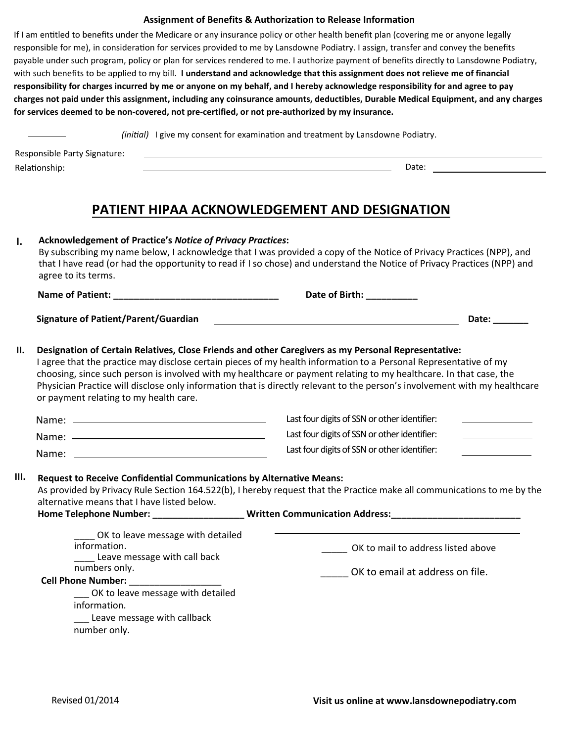## Assignment of Benefits & Authorization to Release Information

If I am entitled to benefits under the Medicare or any insurance policy or other health benefit plan (covering me or anyone legally responsible for me), in consideration for services provided to me by Lansdowne Podiatry. I assign, transfer and convey the benefits payable under such program, policy or plan for services rendered to me. I authorize payment of benefits directly to Lansdowne Podiatry, with such benefits to be applied to my bill. **I understand and acknowledge that this assignment does not relieve me of financial responsibility for charges incurred by me or anyone on my behalf, and I hereby acknowledge responsibility for and agree to pay charges not paid under this assignment, including any coinsurance amounts, deductibles, Durable Medical Equipment, and any charges for services deemed to be non-covered, not pre-certified, or not pre-authorized by my insurance.**

________ *(initial)* I give my consent for examination and treatment by Lansdowne Podiatry.

Responsible Party Signature: ________________________________

Relationship: ________________________________ Date: ________________

# PATIENT HIPAA ACKNOWLEDGEMENT AND DESIGNATION

**I. Acknowledgement of Practice's *Notice of Privacy Practices*:**
By subscribing my name below, I acknowledge that I was provided a copy of the Notice of Privacy Practices (NPP), and that I have read (or had the opportunity to read if I so chose) and understand the Notice of Privacy Practices (NPP) and agree to its terms.

**Name of Patient: ________________________________** **Date of Birth: __________**

**Signature of Patient/Parent/Guardian** ________________________________ **Date: _______**

**II. Designation of Certain Relatives, Close Friends and other Caregivers as my Personal Representative:**
I agree that the practice may disclose certain pieces of my health information to a Personal Representative of my choosing, since such person is involved with my healthcare or payment relating to my healthcare. In that case, the Physician Practice will disclose only information that is directly relevant to the person's involvement with my healthcare or payment relating to my health care.

Name: ________________________________ Last four digits of SSN or other identifier: ____________

Name: ________________________________ Last four digits of SSN or other identifier: ____________

Name: ________________________________ Last four digits of SSN or other identifier: ____________

**III. Request to Receive Confidential Communications by Alternative Means:**
As provided by Privacy Rule Section 164.522(b), I hereby request that the Practice make all communications to me by the alternative means that I have listed below.

**Home Telephone Number: __________________** **Written Communication Address:_________________________**

________________________________________

____ OK to leave message with detailed information.

____ Leave message with call back numbers only.

**Cell Phone Number:** __________________

___ OK to leave message with detailed information.

___ Leave message with callback number only.

_____ OK to mail to address listed above

_____ OK to email at address on file.

Revised 01/2014

**Visit us online at www.lansdownepodiatry.com**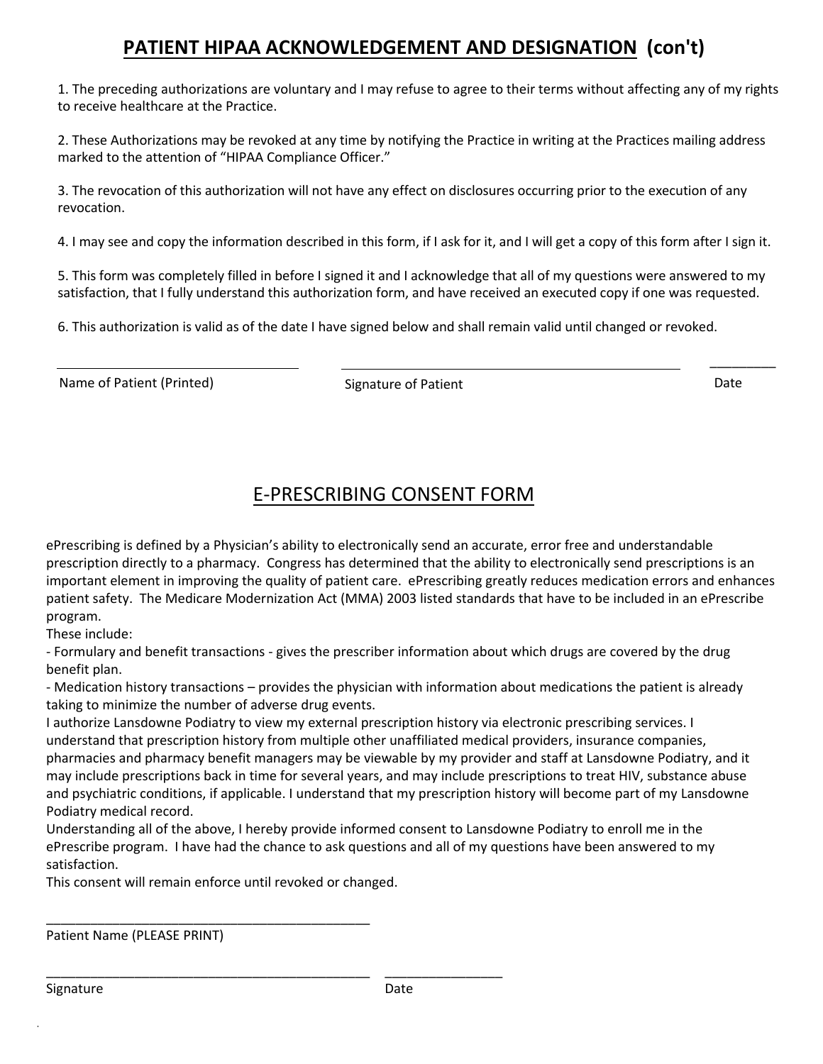## **PATIENT HIPAA ACKNOWLEDGEMENT AND DESIGNATION (con't)**

1. The preceding authorizations are voluntary and I may refuse to agree to their terms without affecting any of my rights to receive healthcare at the Practice.

2. These Authorizations may be revoked at any time by notifying the Practice in writing at the Practices mailing address marked to the attention of "HIPAA Compliance Officer."

3. The revocation of this authorization will not have any effect on disclosures occurring prior to the execution of any revocation.

4. I may see and copy the information described in this form, if I ask for it, and I will get a copy of this form after I sign it.

5. This form was completely filled in before I signed it and I acknowledge that all of my questions were answered to my satisfaction, that I fully understand this authorization form, and have received an executed copy if one was requested.

6. This authorization is valid as of the date I have signed below and shall remain valid until changed or revoked.

______________________________ ______________________________ _________

Name of Patient (Printed) Signature of Patient Date

## E-PRESCRIBING CONSENT FORM

ePrescribing is defined by a Physician's ability to electronically send an accurate, error free and understandable prescription directly to a pharmacy. Congress has determined that the ability to electronically send prescriptions is an important element in improving the quality of patient care. ePrescribing greatly reduces medication errors and enhances patient safety. The Medicare Modernization Act (MMA) 2003 listed standards that have to be included in an ePrescribe program.

These include:

- Formulary and benefit transactions - gives the prescriber information about which drugs are covered by the drug benefit plan.
- Medication history transactions – provides the physician with information about medications the patient is already taking to minimize the number of adverse drug events.

I authorize Lansdowne Podiatry to view my external prescription history via electronic prescribing services. I understand that prescription history from multiple other unaffiliated medical providers, insurance companies, pharmacies and pharmacy benefit managers may be viewable by my provider and staff at Lansdowne Podiatry, and it may include prescriptions back in time for several years, and may include prescriptions to treat HIV, substance abuse and psychiatric conditions, if applicable. I understand that my prescription history will become part of my Lansdowne Podiatry medical record.

Understanding all of the above, I hereby provide informed consent to Lansdowne Podiatry to enroll me in the ePrescribe program. I have had the chance to ask questions and all of my questions have been answered to my satisfaction.

This consent will remain enforce until revoked or changed.

____________________________________________

Patient Name (PLEASE PRINT)

____________________________________________ ________________

Signature Date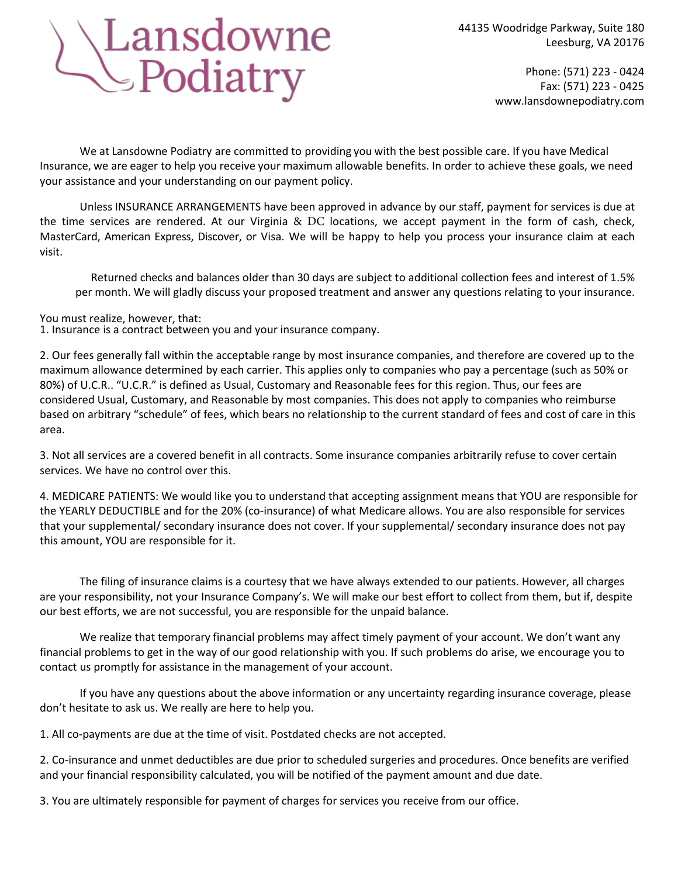# Lansdowne Podiatry

44135 Woodridge Parkway, Suite 180
Leesburg, VA 20176

Phone: (571) 223 - 0424
Fax: (571) 223 - 0425
www.lansdownepodiatry.com

We at Lansdowne Podiatry are committed to providing you with the best possible care. If you have Medical Insurance, we are eager to help you receive your maximum allowable benefits. In order to achieve these goals, we need your assistance and your understanding on our payment policy.

Unless INSURANCE ARRANGEMENTS have been approved in advance by our staff, payment for services is due at the time services are rendered. At our Virginia & DC locations, we accept payment in the form of cash, check, MasterCard, American Express, Discover, or Visa. We will be happy to help you process your insurance claim at each visit.

Returned checks and balances older than 30 days are subject to additional collection fees and interest of 1.5% per month. We will gladly discuss your proposed treatment and answer any questions relating to your insurance.

You must realize, however, that:

1. Insurance is a contract between you and your insurance company.

2. Our fees generally fall within the acceptable range by most insurance companies, and therefore are covered up to the maximum allowance determined by each carrier. This applies only to companies who pay a percentage (such as 50% or 80%) of U.C.R.. "U.C.R." is defined as Usual, Customary and Reasonable fees for this region. Thus, our fees are considered Usual, Customary, and Reasonable by most companies. This does not apply to companies who reimburse based on arbitrary "schedule" of fees, which bears no relationship to the current standard of fees and cost of care in this area.

3. Not all services are a covered benefit in all contracts. Some insurance companies arbitrarily refuse to cover certain services. We have no control over this.

4. MEDICARE PATIENTS: We would like you to understand that accepting assignment means that YOU are responsible for the YEARLY DEDUCTIBLE and for the 20% (co-insurance) of what Medicare allows. You are also responsible for services that your supplemental/ secondary insurance does not cover. If your supplemental/ secondary insurance does not pay this amount, YOU are responsible for it.

The filing of insurance claims is a courtesy that we have always extended to our patients. However, all charges are your responsibility, not your Insurance Company's. We will make our best effort to collect from them, but if, despite our best efforts, we are not successful, you are responsible for the unpaid balance.

We realize that temporary financial problems may affect timely payment of your account. We don't want any financial problems to get in the way of our good relationship with you. If such problems do arise, we encourage you to contact us promptly for assistance in the management of your account.

If you have any questions about the above information or any uncertainty regarding insurance coverage, please don't hesitate to ask us. We really are here to help you.

1. All co-payments are due at the time of visit. Postdated checks are not accepted.

2. Co-insurance and unmet deductibles are due prior to scheduled surgeries and procedures. Once benefits are verified and your financial responsibility calculated, you will be notified of the payment amount and due date.

3. You are ultimately responsible for payment of charges for services you receive from our office.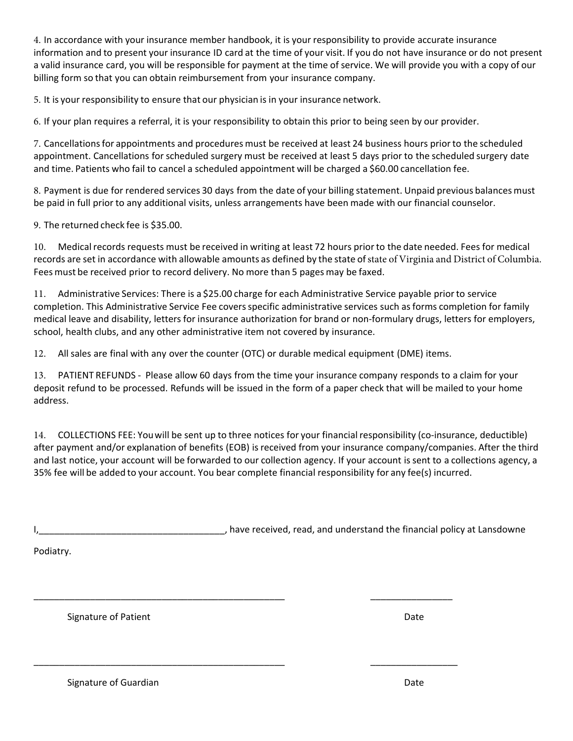4. In accordance with your insurance member handbook, it is your responsibility to provide accurate insurance information and to present your insurance ID card at the time of your visit. If you do not have insurance or do not present a valid insurance card, you will be responsible for payment at the time of service. We will provide you with a copy of our billing form so that you can obtain reimbursement from your insurance company.

5. It is your responsibility to ensure that our physician is in your insurance network.

6. If your plan requires a referral, it is your responsibility to obtain this prior to being seen by our provider.

7. Cancellations for appointments and procedures must be received at least 24 business hours prior to the scheduled appointment. Cancellations for scheduled surgery must be received at least 5 days prior to the scheduled surgery date and time. Patients who fail to cancel a scheduled appointment will be charged a $60.00 cancellation fee.

8. Payment is due for rendered services 30 days from the date of your billing statement. Unpaid previous balances must be paid in full prior to any additional visits, unless arrangements have been made with our financial counselor.

9. The returned check fee is $35.00.

10. Medical records requests must be received in writing at least 72 hours prior to the date needed. Fees for medical records are set in accordance with allowable amounts as defined by the state of state of Virginia and District of Columbia. Fees must be received prior to record delivery. No more than 5 pages may be faxed.

11. Administrative Services: There is a $25.00 charge for each Administrative Service payable prior to service completion. This Administrative Service Fee covers specific administrative services such as forms completion for family medical leave and disability, letters for insurance authorization for brand or non-formulary drugs, letters for employers, school, health clubs, and any other administrative item not covered by insurance.

12. All sales are final with any over the counter (OTC) or durable medical equipment (DME) items.

13. PATIENT REFUNDS - Please allow 60 days from the time your insurance company responds to a claim for your deposit refund to be processed. Refunds will be issued in the form of a paper check that will be mailed to your home address.

14. COLLECTIONS FEE: You will be sent up to three notices for your financial responsibility (co-insurance, deductible) after payment and/or explanation of benefits (EOB) is received from your insurance company/companies. After the third and last notice, your account will be forwarded to our collection agency. If your account is sent to a collections agency, a 35% fee will be added to your account. You bear complete financial responsibility for any fee(s) incurred.

I,____________________________________, have received, read, and understand the financial policy at Lansdowne Podiatry.

___________________________________________________ ________________

Signature of Patient Date

___________________________________________________ _________________

Signature of Guardian Date